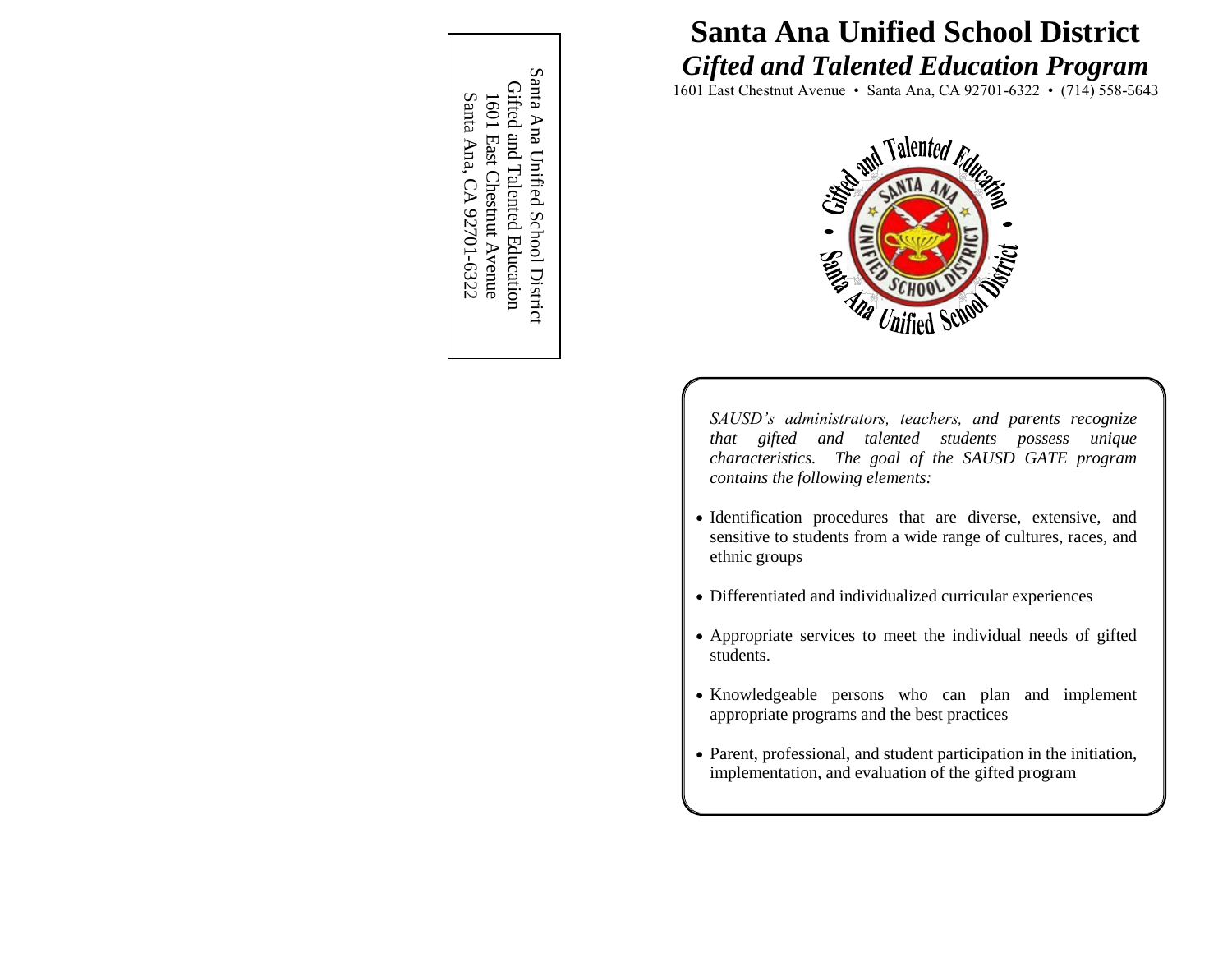Santa Ana Unified School District
Gifted and Talented Education
1601 East Chestnut Avenue
Santa Ana, CA 92701-6322

# Santa Ana Unified School District

## *Gifted and Talented Education Program*

1601 East Chestnut Avenue • Santa Ana, CA 92701-6322 • (714) 558-5643

*SAUSD's administrators, teachers, and parents recognize that gifted and talented students possess unique characteristics. The goal of the SAUSD GATE program contains the following elements:*

- Identification procedures that are diverse, extensive, and sensitive to students from a wide range of cultures, races, and ethnic groups
- Differentiated and individualized curricular experiences
- Appropriate services to meet the individual needs of gifted students.
- Knowledgeable persons who can plan and implement appropriate programs and the best practices
- Parent, professional, and student participation in the initiation, implementation, and evaluation of the gifted program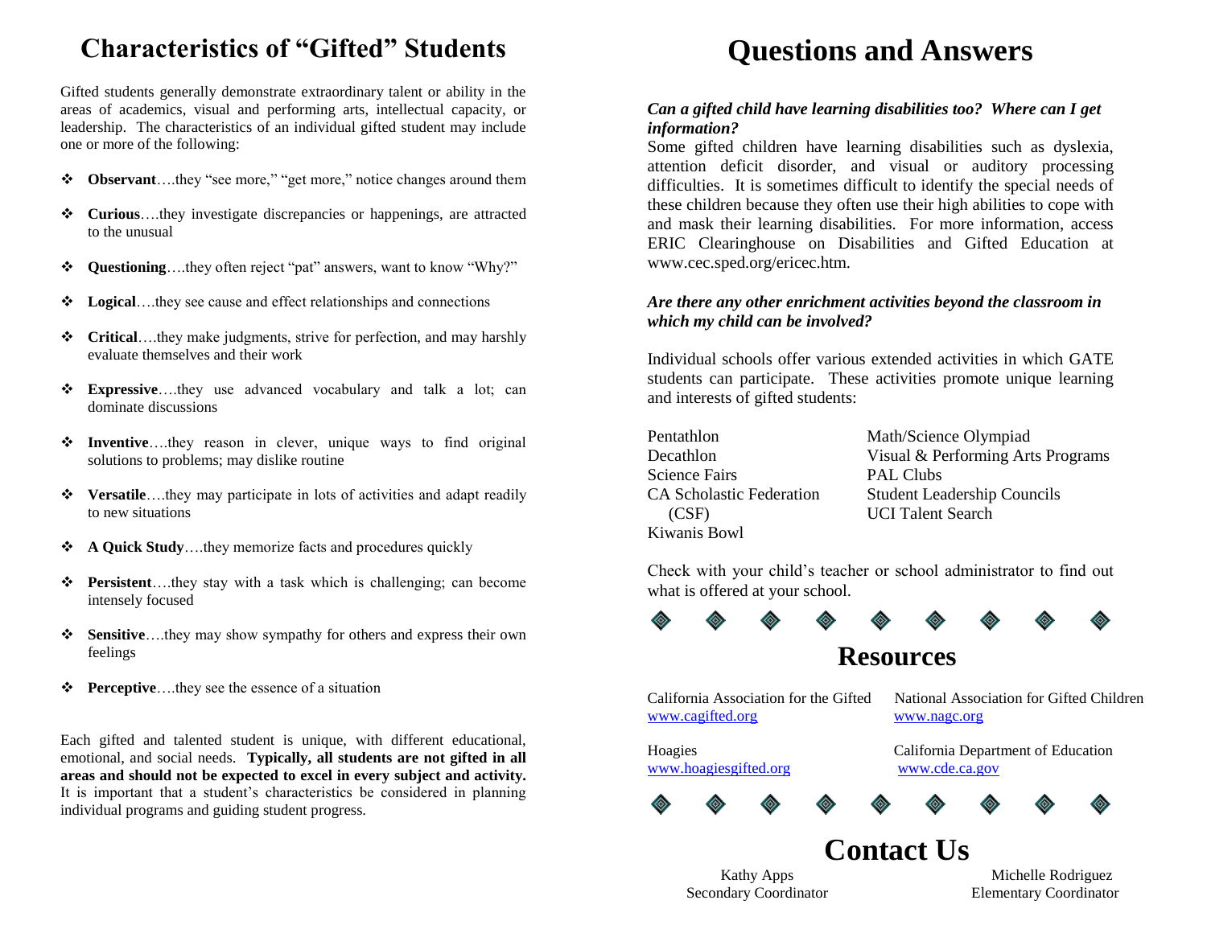# Characteristics of "Gifted" Students

Gifted students generally demonstrate extraordinary talent or ability in the areas of academics, visual and performing arts, intellectual capacity, or leadership. The characteristics of an individual gifted student may include one or more of the following:

- **Observant**….they "see more," "get more," notice changes around them
- **Curious**….they investigate discrepancies or happenings, are attracted to the unusual
- **Questioning**….they often reject "pat" answers, want to know "Why?"
- **Logical**….they see cause and effect relationships and connections
- **Critical**….they make judgments, strive for perfection, and may harshly evaluate themselves and their work
- **Expressive**….they use advanced vocabulary and talk a lot; can dominate discussions
- **Inventive**….they reason in clever, unique ways to find original solutions to problems; may dislike routine
- **Versatile**….they may participate in lots of activities and adapt readily to new situations
- **A Quick Study**….they memorize facts and procedures quickly
- **Persistent**….they stay with a task which is challenging; can become intensely focused
- **Sensitive**….they may show sympathy for others and express their own feelings
- **Perceptive**….they see the essence of a situation

Each gifted and talented student is unique, with different educational, emotional, and social needs. **Typically, all students are not gifted in all areas and should not be expected to excel in every subject and activity.** It is important that a student's characteristics be considered in planning individual programs and guiding student progress.

# Questions and Answers

***Can a gifted child have learning disabilities too? Where can I get information?***

Some gifted children have learning disabilities such as dyslexia, attention deficit disorder, and visual or auditory processing difficulties. It is sometimes difficult to identify the special needs of these children because they often use their high abilities to cope with and mask their learning disabilities. For more information, access ERIC Clearinghouse on Disabilities and Gifted Education at www.cec.sped.org/ericec.htm.

***Are there any other enrichment activities beyond the classroom in which my child can be involved?***

Individual schools offer various extended activities in which GATE students can participate. These activities promote unique learning and interests of gifted students:

- Pentathlon
- Decathlon
- Science Fairs
- CA Scholastic Federation (CSF)
- Kiwanis Bowl
- Math/Science Olympiad
- Visual & Performing Arts Programs
- PAL Clubs
- Student Leadership Councils
- UCI Talent Search

Check with your child's teacher or school administrator to find out what is offered at your school.

## Resources

California Association for the Gifted
www.cagifted.org

National Association for Gifted Children
www.nagc.org

Hoagies
www.hoagiesgifted.org

California Department of Education
www.cde.ca.gov

## Contact Us

Kathy Apps
Secondary Coordinator

Michelle Rodriguez
Elementary Coordinator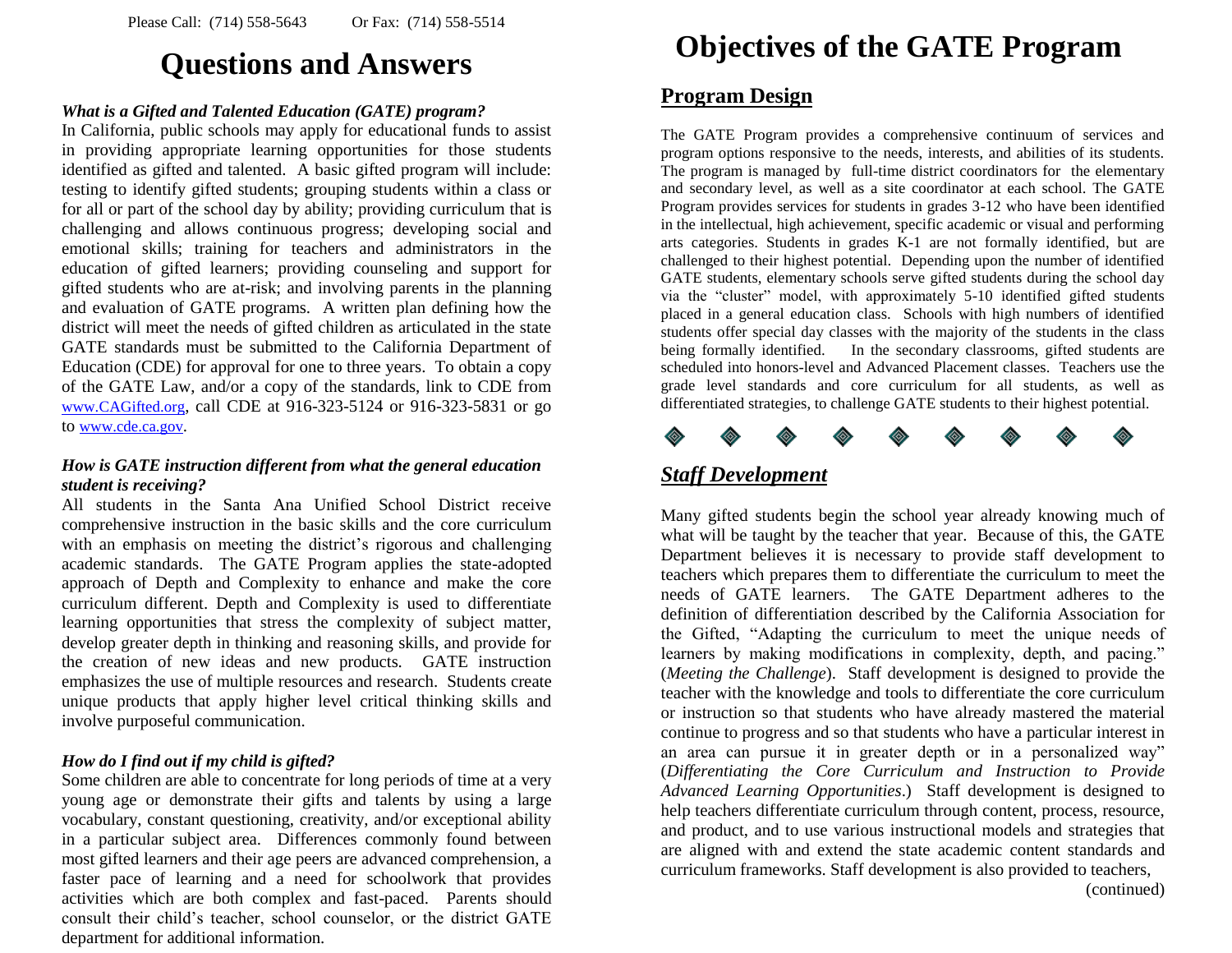Please Call: (714) 558-5643 Or Fax: (714) 558-5514

# Questions and Answers

***What is a Gifted and Talented Education (GATE) program?***

In California, public schools may apply for educational funds to assist in providing appropriate learning opportunities for those students identified as gifted and talented. A basic gifted program will include: testing to identify gifted students; grouping students within a class or for all or part of the school day by ability; providing curriculum that is challenging and allows continuous progress; developing social and emotional skills; training for teachers and administrators in the education of gifted learners; providing counseling and support for gifted students who are at-risk; and involving parents in the planning and evaluation of GATE programs. A written plan defining how the district will meet the needs of gifted children as articulated in the state GATE standards must be submitted to the California Department of Education (CDE) for approval for one to three years. To obtain a copy of the GATE Law, and/or a copy of the standards, link to CDE from www.CAGifted.org, call CDE at 916-323-5124 or 916-323-5831 or go to www.cde.ca.gov.

***How is GATE instruction different from what the general education student is receiving?***

All students in the Santa Ana Unified School District receive comprehensive instruction in the basic skills and the core curriculum with an emphasis on meeting the district's rigorous and challenging academic standards. The GATE Program applies the state-adopted approach of Depth and Complexity to enhance and make the core curriculum different. Depth and Complexity is used to differentiate learning opportunities that stress the complexity of subject matter, develop greater depth in thinking and reasoning skills, and provide for the creation of new ideas and new products. GATE instruction emphasizes the use of multiple resources and research. Students create unique products that apply higher level critical thinking skills and involve purposeful communication.

***How do I find out if my child is gifted?***

Some children are able to concentrate for long periods of time at a very young age or demonstrate their gifts and talents by using a large vocabulary, constant questioning, creativity, and/or exceptional ability in a particular subject area. Differences commonly found between most gifted learners and their age peers are advanced comprehension, a faster pace of learning and a need for schoolwork that provides activities which are both complex and fast-paced. Parents should consult their child's teacher, school counselor, or the district GATE department for additional information.

# Objectives of the GATE Program

## Program Design

The GATE Program provides a comprehensive continuum of services and program options responsive to the needs, interests, and abilities of its students. The program is managed by full-time district coordinators for the elementary and secondary level, as well as a site coordinator at each school. The GATE Program provides services for students in grades 3-12 who have been identified in the intellectual, high achievement, specific academic or visual and performing arts categories. Students in grades K-1 are not formally identified, but are challenged to their highest potential. Depending upon the number of identified GATE students, elementary schools serve gifted students during the school day via the "cluster" model, with approximately 5-10 identified gifted students placed in a general education class. Schools with high numbers of identified students offer special day classes with the majority of the students in the class being formally identified. In the secondary classrooms, gifted students are scheduled into honors-level and Advanced Placement classes. Teachers use the grade level standards and core curriculum for all students, as well as differentiated strategies, to challenge GATE students to their highest potential.

## *Staff Development*

Many gifted students begin the school year already knowing much of what will be taught by the teacher that year. Because of this, the GATE Department believes it is necessary to provide staff development to teachers which prepares them to differentiate the curriculum to meet the needs of GATE learners. The GATE Department adheres to the definition of differentiation described by the California Association for the Gifted, "Adapting the curriculum to meet the unique needs of learners by making modifications in complexity, depth, and pacing." (*Meeting the Challenge*). Staff development is designed to provide the teacher with the knowledge and tools to differentiate the core curriculum or instruction so that students who have already mastered the material continue to progress and so that students who have a particular interest in an area can pursue it in greater depth or in a personalized way" (*Differentiating the Core Curriculum and Instruction to Provide Advanced Learning Opportunities*.) Staff development is designed to help teachers differentiate curriculum through content, process, resource, and product, and to use various instructional models and strategies that are aligned with and extend the state academic content standards and curriculum frameworks. Staff development is also provided to teachers,

(continued)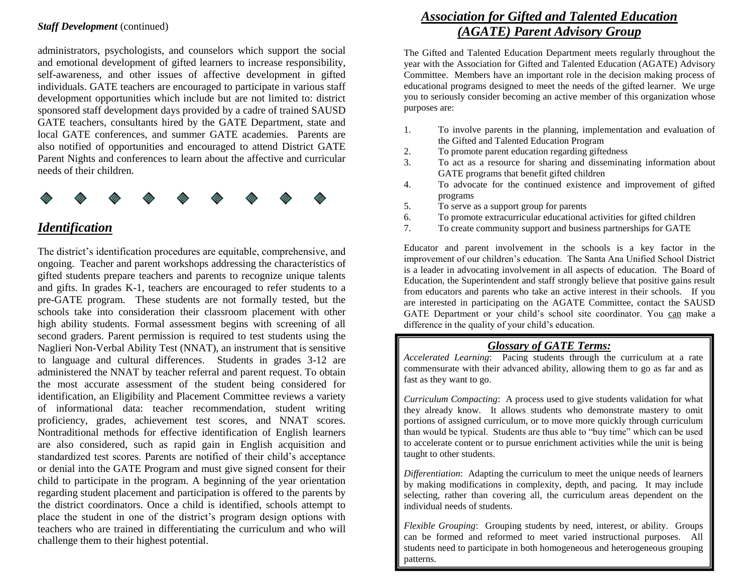***Staff Development*** (continued)

administrators, psychologists, and counselors which support the social and emotional development of gifted learners to increase responsibility, self-awareness, and other issues of affective development in gifted individuals. GATE teachers are encouraged to participate in various staff development opportunities which include but are not limited to: district sponsored staff development days provided by a cadre of trained SAUSD GATE teachers, consultants hired by the GATE Department, state and local GATE conferences, and summer GATE academies. Parents are also notified of opportunities and encouraged to attend District GATE Parent Nights and conferences to learn about the affective and curricular needs of their children.

## *Identification*

The district's identification procedures are equitable, comprehensive, and ongoing. Teacher and parent workshops addressing the characteristics of gifted students prepare teachers and parents to recognize unique talents and gifts. In grades K-1, teachers are encouraged to refer students to a pre-GATE program. These students are not formally tested, but the schools take into consideration their classroom placement with other high ability students. Formal assessment begins with screening of all second graders. Parent permission is required to test students using the Naglieri Non-Verbal Ability Test (NNAT), an instrument that is sensitive to language and cultural differences. Students in grades 3-12 are administered the NNAT by teacher referral and parent request. To obtain the most accurate assessment of the student being considered for identification, an Eligibility and Placement Committee reviews a variety of informational data: teacher recommendation, student writing proficiency, grades, achievement test scores, and NNAT scores. Nontraditional methods for effective identification of English learners are also considered, such as rapid gain in English acquisition and standardized test scores. Parents are notified of their child's acceptance or denial into the GATE Program and must give signed consent for their child to participate in the program. A beginning of the year orientation regarding student placement and participation is offered to the parents by the district coordinators. Once a child is identified, schools attempt to place the student in one of the district's program design options with teachers who are trained in differentiating the curriculum and who will challenge them to their highest potential.

## *Association for Gifted and Talented Education (AGATE) Parent Advisory Group*

The Gifted and Talented Education Department meets regularly throughout the year with the Association for Gifted and Talented Education (AGATE) Advisory Committee. Members have an important role in the decision making process of educational programs designed to meet the needs of the gifted learner. We urge you to seriously consider becoming an active member of this organization whose purposes are:

1. To involve parents in the planning, implementation and evaluation of the Gifted and Talented Education Program
2. To promote parent education regarding giftedness
3. To act as a resource for sharing and disseminating information about GATE programs that benefit gifted children
4. To advocate for the continued existence and improvement of gifted programs
5. To serve as a support group for parents
6. To promote extracurricular educational activities for gifted children
7. To create community support and business partnerships for GATE

Educator and parent involvement in the schools is a key factor in the improvement of our children's education. The Santa Ana Unified School District is a leader in advocating involvement in all aspects of education. The Board of Education, the Superintendent and staff strongly believe that positive gains result from educators and parents who take an active interest in their schools. If you are interested in participating on the AGATE Committee, contact the SAUSD GATE Department or your child's school site coordinator. You can make a difference in the quality of your child's education.

### *Glossary of GATE Terms:*

*Accelerated Learning*: Pacing students through the curriculum at a rate commensurate with their advanced ability, allowing them to go as far and as fast as they want to go.

*Curriculum Compacting*: A process used to give students validation for what they already know. It allows students who demonstrate mastery to omit portions of assigned curriculum, or to move more quickly through curriculum than would be typical. Students are thus able to "buy time" which can be used to accelerate content or to pursue enrichment activities while the unit is being taught to other students.

*Differentiation*: Adapting the curriculum to meet the unique needs of learners by making modifications in complexity, depth, and pacing. It may include selecting, rather than covering all, the curriculum areas dependent on the individual needs of students.

*Flexible Grouping*: Grouping students by need, interest, or ability. Groups can be formed and reformed to meet varied instructional purposes. All students need to participate in both homogeneous and heterogeneous grouping patterns.